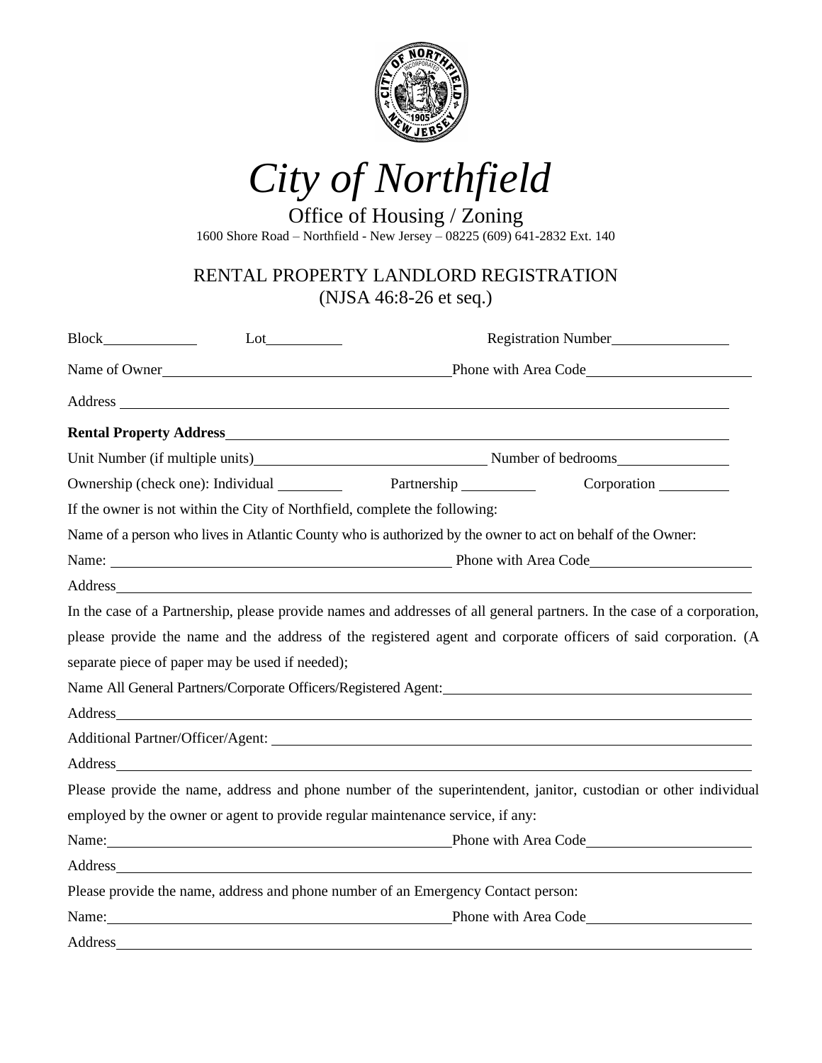# *City of Northfield*

Office of Housing / Zoning

1600 Shore Road – Northfield - New Jersey – 08225 (609) 641-2832 Ext. 140

## RENTAL PROPERTY LANDLORD REGISTRATION
(NJSA 46:8-26 et seq.)

Block____________ Lot__________ Registration Number________________

Name of Owner______________________________________ Phone with Area Code______________________

Address ______________________________________________________________________________

**Rental Property Address**_____________________________________________________________

Unit Number (if multiple units)________________________________ Number of bedrooms______________

Ownership (check one): Individual ________ Partnership _________ Corporation _________

If the owner is not within the City of Northfield, complete the following:

Name of a person who lives in Atlantic County who is authorized by the owner to act on behalf of the Owner:

Name: _____________________________________________ Phone with Area Code______________________

Address______________________________________________________________________________

In the case of a Partnership, please provide names and addresses of all general partners. In the case of a corporation, please provide the name and the address of the registered agent and corporate officers of said corporation. (A separate piece of paper may be used if needed);

Name All General Partners/Corporate Officers/Registered Agent:_________________________________________

Address______________________________________________________________________________

Additional Partner/Officer/Agent: ______________________________________________________________

Address______________________________________________________________________________

Please provide the name, address and phone number of the superintendent, janitor, custodian or other individual employed by the owner or agent to provide regular maintenance service, if any:

Name:______________________________________________ Phone with Area Code______________________

Address______________________________________________________________________________

Please provide the name, address and phone number of an Emergency Contact person:

Name:______________________________________________ Phone with Area Code______________________

Address______________________________________________________________________________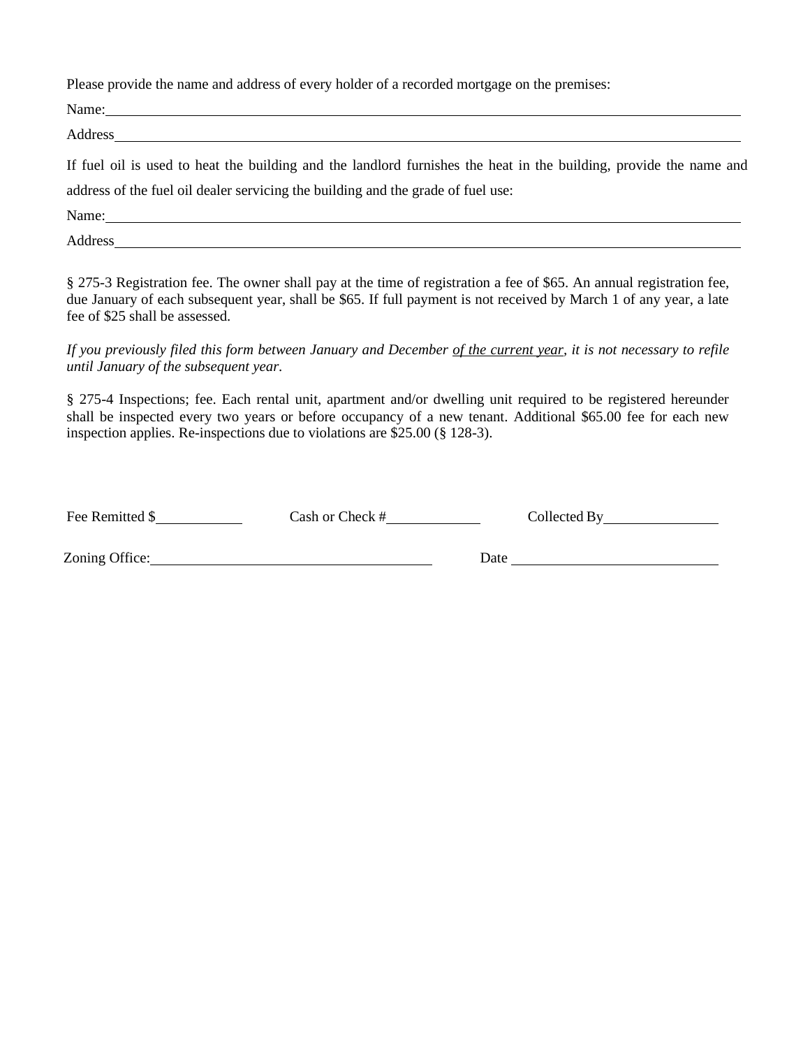Please provide the name and address of every holder of a recorded mortgage on the premises:

Name:\_\_\_\_\_\_\_\_\_\_\_\_\_\_\_\_\_\_\_\_\_\_\_\_\_\_\_\_\_\_\_\_\_\_\_\_\_\_\_\_\_\_\_\_\_\_\_\_\_\_\_\_\_\_\_\_\_\_\_\_

Address\_\_\_\_\_\_\_\_\_\_\_\_\_\_\_\_\_\_\_\_\_\_\_\_\_\_\_\_\_\_\_\_\_\_\_\_\_\_\_\_\_\_\_\_\_\_\_\_\_\_\_\_\_\_\_\_\_\_\_\_

If fuel oil is used to heat the building and the landlord furnishes the heat in the building, provide the name and address of the fuel oil dealer servicing the building and the grade of fuel use:

Name:\_\_\_\_\_\_\_\_\_\_\_\_\_\_\_\_\_\_\_\_\_\_\_\_\_\_\_\_\_\_\_\_\_\_\_\_\_\_\_\_\_\_\_\_\_\_\_\_\_\_\_\_\_\_\_\_\_\_\_\_

Address\_\_\_\_\_\_\_\_\_\_\_\_\_\_\_\_\_\_\_\_\_\_\_\_\_\_\_\_\_\_\_\_\_\_\_\_\_\_\_\_\_\_\_\_\_\_\_\_\_\_\_\_\_\_\_\_\_\_\_\_

§ 275-3 Registration fee. The owner shall pay at the time of registration a fee of $65. An annual registration fee, due January of each subsequent year, shall be $65. If full payment is not received by March 1 of any year, a late fee of $25 shall be assessed.

*If you previously filed this form between January and December <u>of the current year</u>, it is not necessary to refile until January of the subsequent year.*

§ 275-4 Inspections; fee. Each rental unit, apartment and/or dwelling unit required to be registered hereunder shall be inspected every two years or before occupancy of a new tenant. Additional $65.00 fee for each new inspection applies. Re-inspections due to violations are $25.00 (§ 128-3).

Fee Remitted $\_\_\_\_\_\_\_\_\_\_ Cash or Check #\_\_\_\_\_\_\_\_\_\_ Collected By\_\_\_\_\_\_\_\_\_\_\_\_

Zoning Office:\_\_\_\_\_\_\_\_\_\_\_\_\_\_\_\_\_\_\_\_\_\_\_\_\_\_\_\_\_\_ Date \_\_\_\_\_\_\_\_\_\_\_\_\_\_\_\_\_\_\_\_\_\_